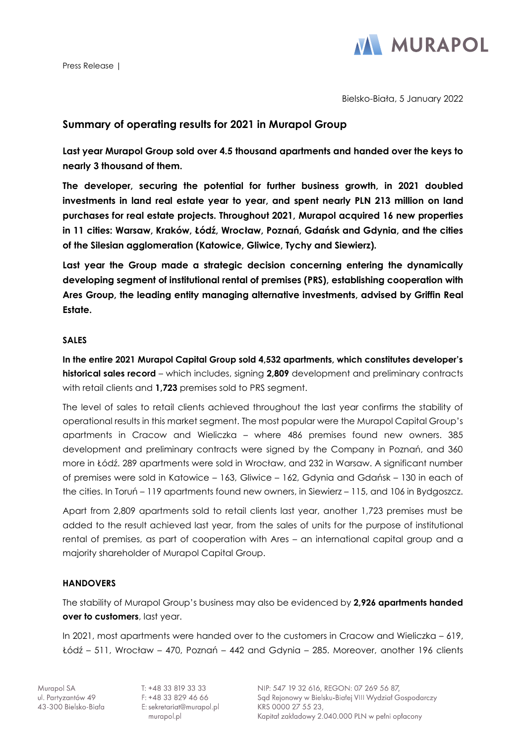Press Release |

Bielsko-Biała, 5 January 2022

## Summary of operating results for 2021 in Murapol Group

**Last year Murapol Group sold over 4.5 thousand apartments and handed over the keys to nearly 3 thousand of them.**

**The developer, securing the potential for further business growth, in 2021 doubled investments in land real estate year to year, and spent nearly PLN 213 million on land purchases for real estate projects. Throughout 2021, Murapol acquired 16 new properties in 11 cities: Warsaw, Kraków, Łódź, Wrocław, Poznań, Gdańsk and Gdynia, and the cities of the Silesian agglomeration (Katowice, Gliwice, Tychy and Siewierz).**

**Last year the Group made a strategic decision concerning entering the dynamically developing segment of institutional rental of premises (PRS), establishing cooperation with Ares Group, the leading entity managing alternative investments, advised by Griffin Real Estate.**

### SALES

**In the entire 2021 Murapol Capital Group sold 4,532 apartments, which constitutes developer's historical sales record** – which includes, signing **2,809** development and preliminary contracts with retail clients and **1,723** premises sold to PRS segment.

The level of sales to retail clients achieved throughout the last year confirms the stability of operational results in this market segment. The most popular were the Murapol Capital Group's apartments in Cracow and Wieliczka – where 486 premises found new owners. 385 development and preliminary contracts were signed by the Company in Poznań, and 360 more in Łódź. 289 apartments were sold in Wrocław, and 232 in Warsaw. A significant number of premises were sold in Katowice – 163, Gliwice – 162, Gdynia and Gdańsk – 130 in each of the cities. In Toruń – 119 apartments found new owners, in Siewierz – 115, and 106 in Bydgoszcz.

Apart from 2,809 apartments sold to retail clients last year, another 1,723 premises must be added to the result achieved last year, from the sales of units for the purpose of institutional rental of premises, as part of cooperation with Ares – an international capital group and a majority shareholder of Murapol Capital Group.

### HANDOVERS

The stability of Murapol Group's business may also be evidenced by **2,926 apartments handed over to customers**, last year.

In 2021, most apartments were handed over to the customers in Cracow and Wieliczka – 619, Łódź – 511, Wrocław – 470, Poznań – 442 and Gdynia – 285. Moreover, another 196 clients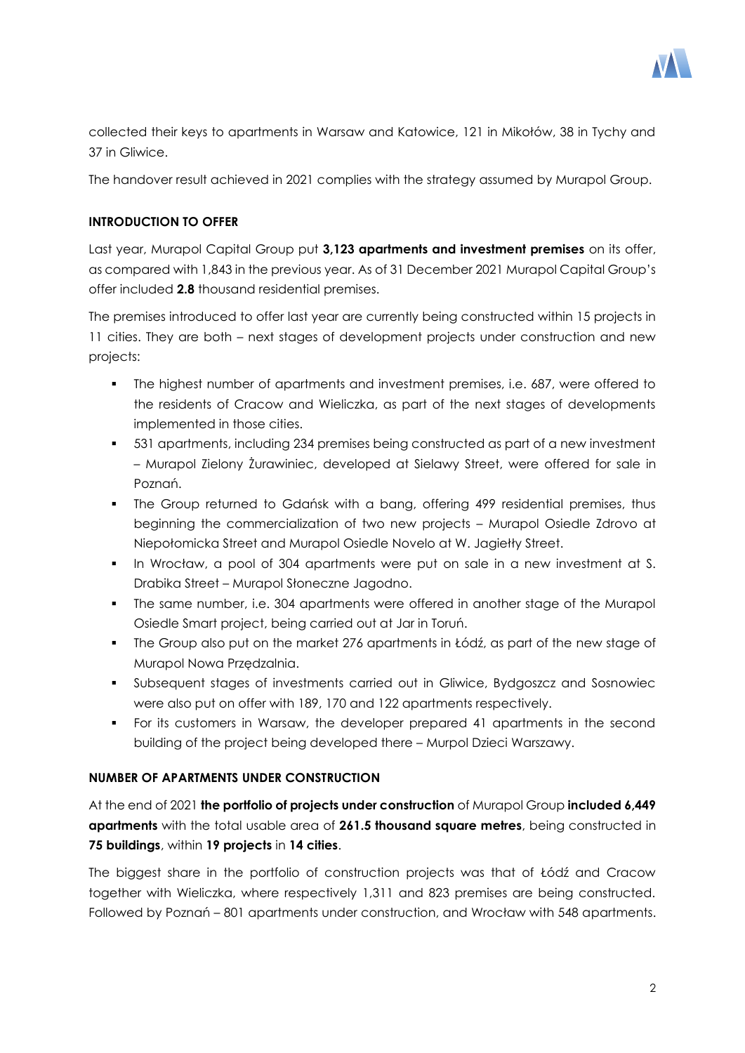collected their keys to apartments in Warsaw and Katowice, 121 in Mikołów, 38 in Tychy and 37 in Gliwice.

The handover result achieved in 2021 complies with the strategy assumed by Murapol Group.

**INTRODUCTION TO OFFER**

Last year, Murapol Capital Group put **3,123 apartments and investment premises** on its offer, as compared with 1,843 in the previous year. As of 31 December 2021 Murapol Capital Group's offer included **2.8** thousand residential premises.

The premises introduced to offer last year are currently being constructed within 15 projects in 11 cities. They are both – next stages of development projects under construction and new projects:

- The highest number of apartments and investment premises, i.e. 687, were offered to the residents of Cracow and Wieliczka, as part of the next stages of developments implemented in those cities.
- 531 apartments, including 234 premises being constructed as part of a new investment – Murapol Zielony Żurawiniec, developed at Sielawy Street, were offered for sale in Poznań.
- The Group returned to Gdańsk with a bang, offering 499 residential premises, thus beginning the commercialization of two new projects – Murapol Osiedle Zdrovo at Niepołomicka Street and Murapol Osiedle Novelo at W. Jagiełły Street.
- In Wrocław, a pool of 304 apartments were put on sale in a new investment at S. Drabika Street – Murapol Słoneczne Jagodno.
- The same number, i.e. 304 apartments were offered in another stage of the Murapol Osiedle Smart project, being carried out at Jar in Toruń.
- The Group also put on the market 276 apartments in Łódź, as part of the new stage of Murapol Nowa Przędzalnia.
- Subsequent stages of investments carried out in Gliwice, Bydgoszcz and Sosnowiec were also put on offer with 189, 170 and 122 apartments respectively.
- For its customers in Warsaw, the developer prepared 41 apartments in the second building of the project being developed there – Murpol Dzieci Warszawy.

**NUMBER OF APARTMENTS UNDER CONSTRUCTION**

At the end of 2021 **the portfolio of projects under construction** of Murapol Group **included 6,449 apartments** with the total usable area of **261.5 thousand square metres**, being constructed in **75 buildings**, within **19 projects** in **14 cities**.

The biggest share in the portfolio of construction projects was that of Łódź and Cracow together with Wieliczka, where respectively 1,311 and 823 premises are being constructed. Followed by Poznań – 801 apartments under construction, and Wrocław with 548 apartments.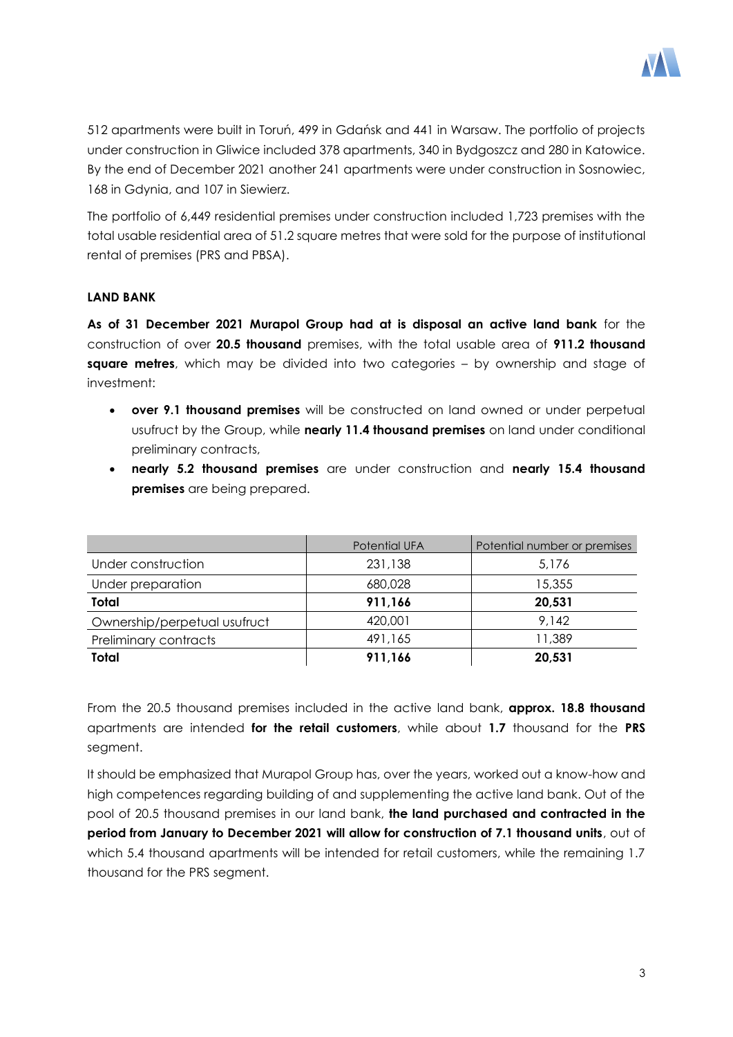512 apartments were built in Toruń, 499 in Gdańsk and 441 in Warsaw. The portfolio of projects under construction in Gliwice included 378 apartments, 340 in Bydgoszcz and 280 in Katowice. By the end of December 2021 another 241 apartments were under construction in Sosnowiec, 168 in Gdynia, and 107 in Siewierz.

The portfolio of 6,449 residential premises under construction included 1,723 premises with the total usable residential area of 51.2 square metres that were sold for the purpose of institutional rental of premises (PRS and PBSA).

**LAND BANK**

**As of 31 December 2021 Murapol Group had at is disposal an active land bank** for the construction of over **20.5 thousand** premises, with the total usable area of **911.2 thousand square metres**, which may be divided into two categories – by ownership and stage of investment:

- **over 9.1 thousand premises** will be constructed on land owned or under perpetual usufruct by the Group, while **nearly 11.4 thousand premises** on land under conditional preliminary contracts,
- **nearly 5.2 thousand premises** are under construction and **nearly 15.4 thousand premises** are being prepared.

| | Potential UFA | Potential number or premises |
|---|---|---|
| Under construction | 231,138 | 5,176 |
| Under preparation | 680,028 | 15,355 |
| **Total** | **911,166** | **20,531** |
| Ownership/perpetual usufruct | 420,001 | 9,142 |
| Preliminary contracts | 491,165 | 11,389 |
| **Total** | **911,166** | **20,531** |

From the 20.5 thousand premises included in the active land bank, **approx. 18.8 thousand** apartments are intended **for the retail customers**, while about **1.7** thousand for the **PRS** segment.

It should be emphasized that Murapol Group has, over the years, worked out a know-how and high competences regarding building of and supplementing the active land bank. Out of the pool of 20.5 thousand premises in our land bank, **the land purchased and contracted in the period from January to December 2021 will allow for construction of 7.1 thousand units**, out of which 5.4 thousand apartments will be intended for retail customers, while the remaining 1.7 thousand for the PRS segment.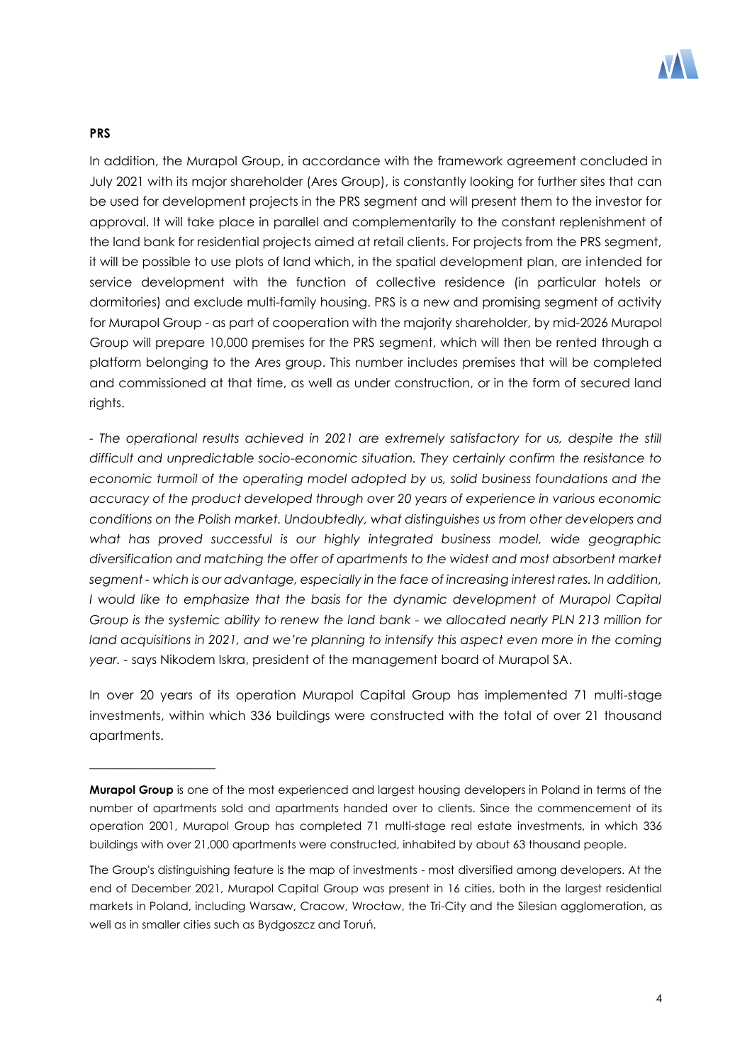**PRS**

In addition, the Murapol Group, in accordance with the framework agreement concluded in July 2021 with its major shareholder (Ares Group), is constantly looking for further sites that can be used for development projects in the PRS segment and will present them to the investor for approval. It will take place in parallel and complementarily to the constant replenishment of the land bank for residential projects aimed at retail clients. For projects from the PRS segment, it will be possible to use plots of land which, in the spatial development plan, are intended for service development with the function of collective residence (in particular hotels or dormitories) and exclude multi-family housing. PRS is a new and promising segment of activity for Murapol Group - as part of cooperation with the majority shareholder, by mid-2026 Murapol Group will prepare 10,000 premises for the PRS segment, which will then be rented through a platform belonging to the Ares group. This number includes premises that will be completed and commissioned at that time, as well as under construction, or in the form of secured land rights.

*- The operational results achieved in 2021 are extremely satisfactory for us, despite the still difficult and unpredictable socio-economic situation. They certainly confirm the resistance to economic turmoil of the operating model adopted by us, solid business foundations and the accuracy of the product developed through over 20 years of experience in various economic conditions on the Polish market. Undoubtedly, what distinguishes us from other developers and what has proved successful is our highly integrated business model, wide geographic diversification and matching the offer of apartments to the widest and most absorbent market segment - which is our advantage, especially in the face of increasing interest rates. In addition, I would like to emphasize that the basis for the dynamic development of Murapol Capital Group is the systemic ability to renew the land bank - we allocated nearly PLN 213 million for land acquisitions in 2021, and we're planning to intensify this aspect even more in the coming year.* - says Nikodem Iskra, president of the management board of Murapol SA.

In over 20 years of its operation Murapol Capital Group has implemented 71 multi-stage investments, within which 336 buildings were constructed with the total of over 21 thousand apartments.

---

**Murapol Group** is one of the most experienced and largest housing developers in Poland in terms of the number of apartments sold and apartments handed over to clients. Since the commencement of its operation 2001, Murapol Group has completed 71 multi-stage real estate investments, in which 336 buildings with over 21,000 apartments were constructed, inhabited by about 63 thousand people.

The Group's distinguishing feature is the map of investments - most diversified among developers. At the end of December 2021, Murapol Capital Group was present in 16 cities, both in the largest residential markets in Poland, including Warsaw, Cracow, Wrocław, the Tri-City and the Silesian agglomeration, as well as in smaller cities such as Bydgoszcz and Toruń.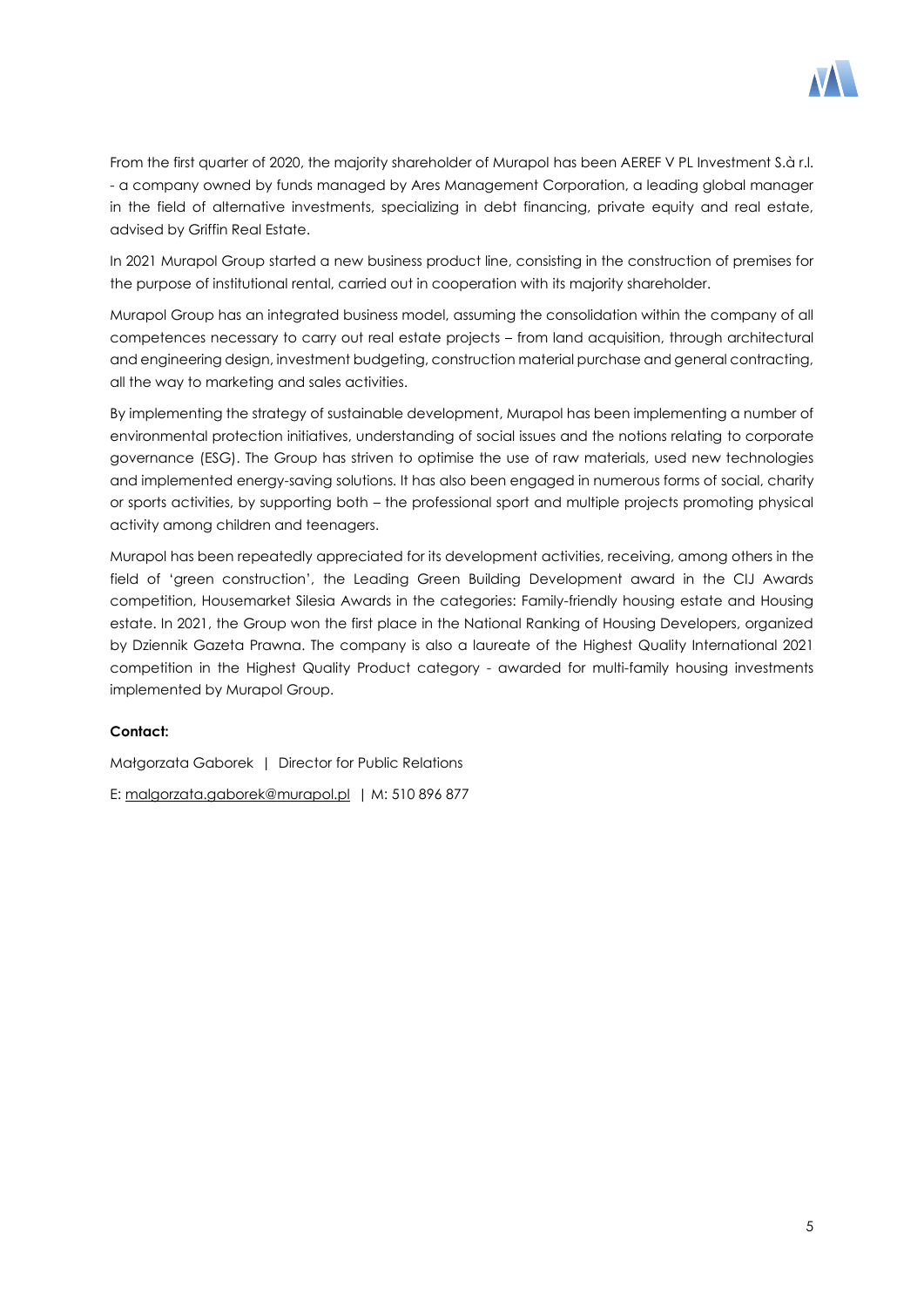From the first quarter of 2020, the majority shareholder of Murapol has been AEREF V PL Investment S.à r.l. - a company owned by funds managed by Ares Management Corporation, a leading global manager in the field of alternative investments, specializing in debt financing, private equity and real estate, advised by Griffin Real Estate.

In 2021 Murapol Group started a new business product line, consisting in the construction of premises for the purpose of institutional rental, carried out in cooperation with its majority shareholder.

Murapol Group has an integrated business model, assuming the consolidation within the company of all competences necessary to carry out real estate projects – from land acquisition, through architectural and engineering design, investment budgeting, construction material purchase and general contracting, all the way to marketing and sales activities.

By implementing the strategy of sustainable development, Murapol has been implementing a number of environmental protection initiatives, understanding of social issues and the notions relating to corporate governance (ESG). The Group has striven to optimise the use of raw materials, used new technologies and implemented energy-saving solutions. It has also been engaged in numerous forms of social, charity or sports activities, by supporting both – the professional sport and multiple projects promoting physical activity among children and teenagers.

Murapol has been repeatedly appreciated for its development activities, receiving, among others in the field of 'green construction', the Leading Green Building Development award in the CIJ Awards competition, Housemarket Silesia Awards in the categories: Family-friendly housing estate and Housing estate. In 2021, the Group won the first place in the National Ranking of Housing Developers, organized by Dziennik Gazeta Prawna. The company is also a laureate of the Highest Quality International 2021 competition in the Highest Quality Product category - awarded for multi-family housing investments implemented by Murapol Group.

**Contact:**

Małgorzata Gaborek | Director for Public Relations

E: malgorzata.gaborek@murapol.pl | M: 510 896 877